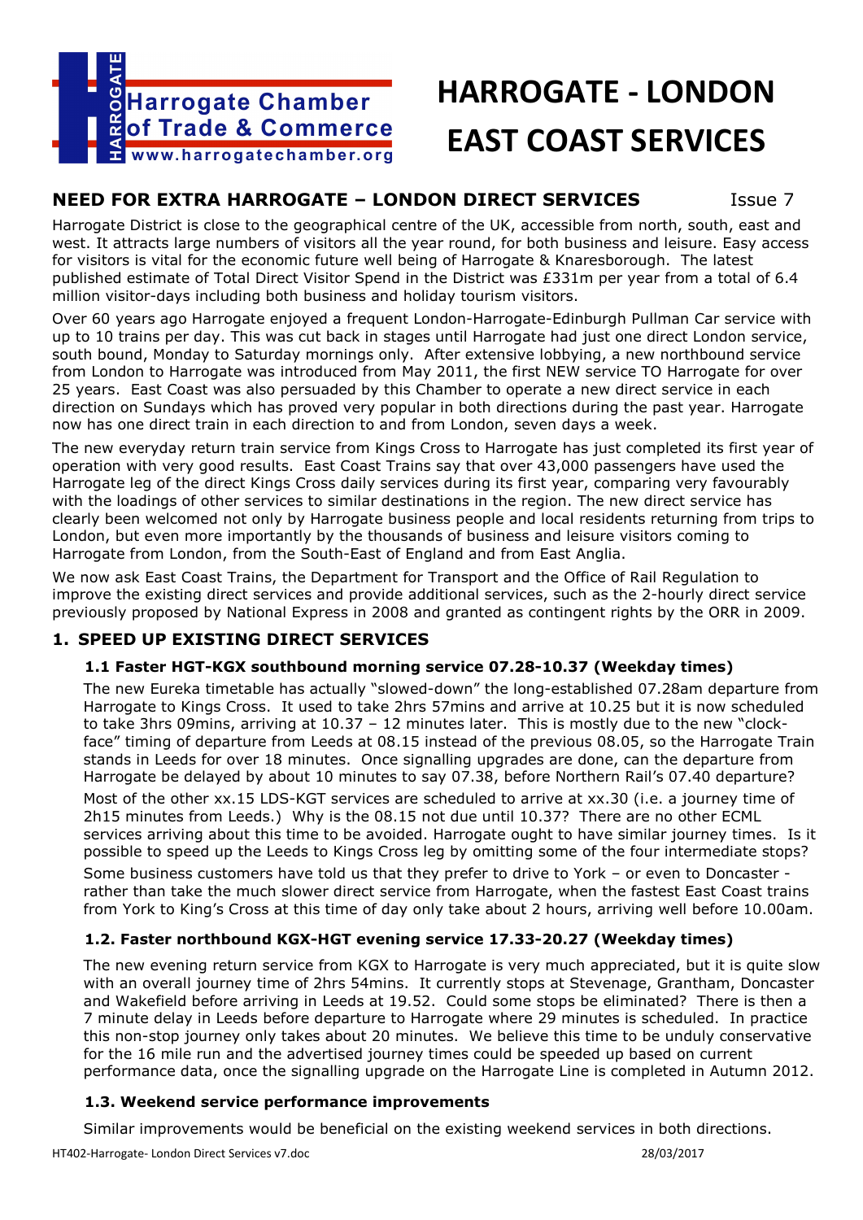Harrogate Chamber of Trade & Commerce
www.harrogatechamber.org

# HARROGATE - LONDON EAST COAST SERVICES

## NEED FOR EXTRA HARROGATE – LONDON DIRECT SERVICES

Issue 7

Harrogate District is close to the geographical centre of the UK, accessible from north, south, east and west. It attracts large numbers of visitors all the year round, for both business and leisure. Easy access for visitors is vital for the economic future well being of Harrogate & Knaresborough. The latest published estimate of Total Direct Visitor Spend in the District was £331m per year from a total of 6.4 million visitor-days including both business and holiday tourism visitors.

Over 60 years ago Harrogate enjoyed a frequent London-Harrogate-Edinburgh Pullman Car service with up to 10 trains per day. This was cut back in stages until Harrogate had just one direct London service, south bound, Monday to Saturday mornings only. After extensive lobbying, a new northbound service from London to Harrogate was introduced from May 2011, the first NEW service TO Harrogate for over 25 years. East Coast was also persuaded by this Chamber to operate a new direct service in each direction on Sundays which has proved very popular in both directions during the past year. Harrogate now has one direct train in each direction to and from London, seven days a week.

The new everyday return train service from Kings Cross to Harrogate has just completed its first year of operation with very good results. East Coast Trains say that over 43,000 passengers have used the Harrogate leg of the direct Kings Cross daily services during its first year, comparing very favourably with the loadings of other services to similar destinations in the region. The new direct service has clearly been welcomed not only by Harrogate business people and local residents returning from trips to London, but even more importantly by the thousands of business and leisure visitors coming to Harrogate from London, from the South-East of England and from East Anglia.

We now ask East Coast Trains, the Department for Transport and the Office of Rail Regulation to improve the existing direct services and provide additional services, such as the 2-hourly direct service previously proposed by National Express in 2008 and granted as contingent rights by the ORR in 2009.

## 1. SPEED UP EXISTING DIRECT SERVICES

### 1.1 Faster HGT-KGX southbound morning service 07.28-10.37 (Weekday times)

The new Eureka timetable has actually "slowed-down" the long-established 07.28am departure from Harrogate to Kings Cross. It used to take 2hrs 57mins and arrive at 10.25 but it is now scheduled to take 3hrs 09mins, arriving at 10.37 – 12 minutes later. This is mostly due to the new "clock-face" timing of departure from Leeds at 08.15 instead of the previous 08.05, so the Harrogate Train stands in Leeds for over 18 minutes. Once signalling upgrades are done, can the departure from Harrogate be delayed by about 10 minutes to say 07.38, before Northern Rail's 07.40 departure?

Most of the other xx.15 LDS-KGT services are scheduled to arrive at xx.30 (i.e. a journey time of 2h15 minutes from Leeds.) Why is the 08.15 not due until 10.37? There are no other ECML services arriving about this time to be avoided. Harrogate ought to have similar journey times. Is it possible to speed up the Leeds to Kings Cross leg by omitting some of the four intermediate stops?

Some business customers have told us that they prefer to drive to York – or even to Doncaster - rather than take the much slower direct service from Harrogate, when the fastest East Coast trains from York to King's Cross at this time of day only take about 2 hours, arriving well before 10.00am.

### 1.2. Faster northbound KGX-HGT evening service 17.33-20.27 (Weekday times)

The new evening return service from KGX to Harrogate is very much appreciated, but it is quite slow with an overall journey time of 2hrs 54mins. It currently stops at Stevenage, Grantham, Doncaster and Wakefield before arriving in Leeds at 19.52. Could some stops be eliminated? There is then a 7 minute delay in Leeds before departure to Harrogate where 29 minutes is scheduled. In practice this non-stop journey only takes about 20 minutes. We believe this time to be unduly conservative for the 16 mile run and the advertised journey times could be speeded up based on current performance data, once the signalling upgrade on the Harrogate Line is completed in Autumn 2012.

### 1.3. Weekend service performance improvements

Similar improvements would be beneficial on the existing weekend services in both directions.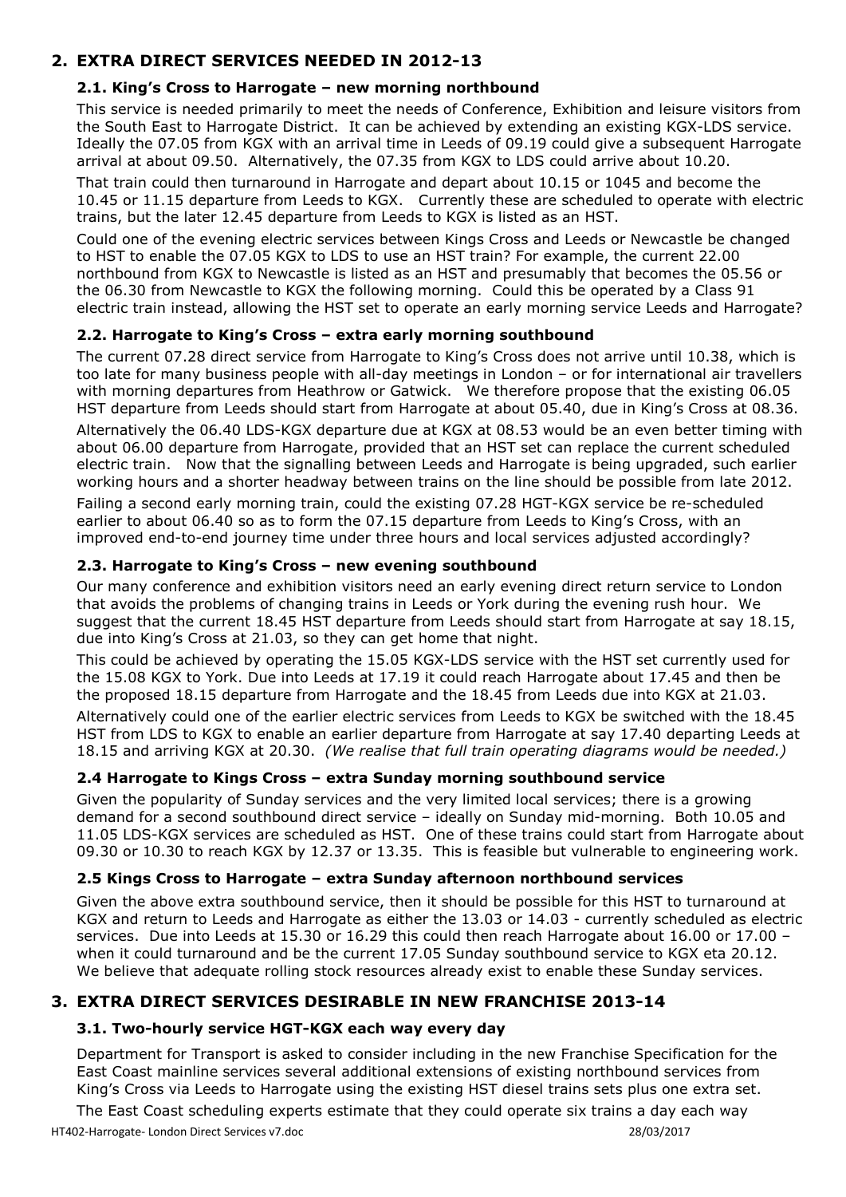## 2. EXTRA DIRECT SERVICES NEEDED IN 2012-13

### 2.1. King's Cross to Harrogate – new morning northbound

This service is needed primarily to meet the needs of Conference, Exhibition and leisure visitors from the South East to Harrogate District. It can be achieved by extending an existing KGX-LDS service. Ideally the 07.05 from KGX with an arrival time in Leeds of 09.19 could give a subsequent Harrogate arrival at about 09.50. Alternatively, the 07.35 from KGX to LDS could arrive about 10.20.

That train could then turnaround in Harrogate and depart about 10.15 or 1045 and become the 10.45 or 11.15 departure from Leeds to KGX. Currently these are scheduled to operate with electric trains, but the later 12.45 departure from Leeds to KGX is listed as an HST.

Could one of the evening electric services between Kings Cross and Leeds or Newcastle be changed to HST to enable the 07.05 KGX to LDS to use an HST train? For example, the current 22.00 northbound from KGX to Newcastle is listed as an HST and presumably that becomes the 05.56 or the 06.30 from Newcastle to KGX the following morning. Could this be operated by a Class 91 electric train instead, allowing the HST set to operate an early morning service Leeds and Harrogate?

### 2.2. Harrogate to King's Cross – extra early morning southbound

The current 07.28 direct service from Harrogate to King's Cross does not arrive until 10.38, which is too late for many business people with all-day meetings in London – or for international air travellers with morning departures from Heathrow or Gatwick. We therefore propose that the existing 06.05 HST departure from Leeds should start from Harrogate at about 05.40, due in King's Cross at 08.36.

Alternatively the 06.40 LDS-KGX departure due at KGX at 08.53 would be an even better timing with about 06.00 departure from Harrogate, provided that an HST set can replace the current scheduled electric train. Now that the signalling between Leeds and Harrogate is being upgraded, such earlier working hours and a shorter headway between trains on the line should be possible from late 2012.

Failing a second early morning train, could the existing 07.28 HGT-KGX service be re-scheduled earlier to about 06.40 so as to form the 07.15 departure from Leeds to King's Cross, with an improved end-to-end journey time under three hours and local services adjusted accordingly?

### 2.3. Harrogate to King's Cross – new evening southbound

Our many conference and exhibition visitors need an early evening direct return service to London that avoids the problems of changing trains in Leeds or York during the evening rush hour. We suggest that the current 18.45 HST departure from Leeds should start from Harrogate at say 18.15, due into King's Cross at 21.03, so they can get home that night.

This could be achieved by operating the 15.05 KGX-LDS service with the HST set currently used for the 15.08 KGX to York. Due into Leeds at 17.19 it could reach Harrogate about 17.45 and then be the proposed 18.15 departure from Harrogate and the 18.45 from Leeds due into KGX at 21.03.

Alternatively could one of the earlier electric services from Leeds to KGX be switched with the 18.45 HST from LDS to KGX to enable an earlier departure from Harrogate at say 17.40 departing Leeds at 18.15 and arriving KGX at 20.30. *(We realise that full train operating diagrams would be needed.)*

### 2.4 Harrogate to Kings Cross – extra Sunday morning southbound service

Given the popularity of Sunday services and the very limited local services; there is a growing demand for a second southbound direct service – ideally on Sunday mid-morning. Both 10.05 and 11.05 LDS-KGX services are scheduled as HST. One of these trains could start from Harrogate about 09.30 or 10.30 to reach KGX by 12.37 or 13.35. This is feasible but vulnerable to engineering work.

### 2.5 Kings Cross to Harrogate – extra Sunday afternoon northbound services

Given the above extra southbound service, then it should be possible for this HST to turnaround at KGX and return to Leeds and Harrogate as either the 13.03 or 14.03 - currently scheduled as electric services. Due into Leeds at 15.30 or 16.29 this could then reach Harrogate about 16.00 or 17.00 – when it could turnaround and be the current 17.05 Sunday southbound service to KGX eta 20.12. We believe that adequate rolling stock resources already exist to enable these Sunday services.

## 3. EXTRA DIRECT SERVICES DESIRABLE IN NEW FRANCHISE 2013-14

### 3.1. Two-hourly service HGT-KGX each way every day

Department for Transport is asked to consider including in the new Franchise Specification for the East Coast mainline services several additional extensions of existing northbound services from King's Cross via Leeds to Harrogate using the existing HST diesel trains sets plus one extra set.

The East Coast scheduling experts estimate that they could operate six trains a day each way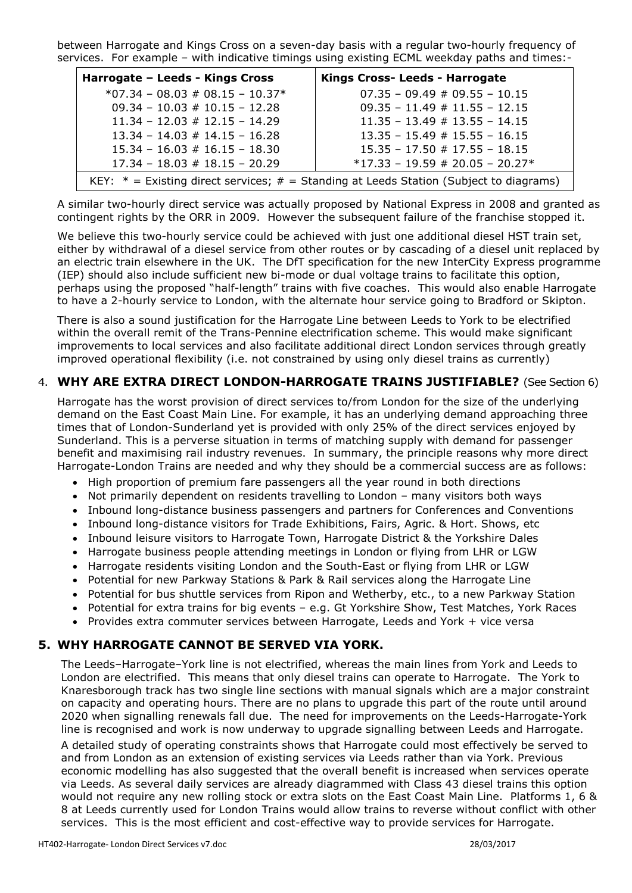between Harrogate and Kings Cross on a seven-day basis with a regular two-hourly frequency of services. For example – with indicative timings using existing ECML weekday paths and times:-

| Harrogate – Leeds - Kings Cross | Kings Cross- Leeds - Harrogate |
| --- | --- |
| *07.34 – 08.03 # 08.15 – 10.37* | 07.35 – 09.49 # 09.55 – 10.15 |
| 09.34 – 10.03 # 10.15 – 12.28 | 09.35 – 11.49 # 11.55 – 12.15 |
| 11.34 – 12.03 # 12.15 – 14.29 | 11.35 – 13.49 # 13.55 – 14.15 |
| 13.34 – 14.03 # 14.15 – 16.28 | 13.35 – 15.49 # 15.55 – 16.15 |
| 15.34 – 16.03 # 16.15 – 18.30 | 15.35 – 17.50 # 17.55 – 18.15 |
| 17.34 – 18.03 # 18.15 – 20.29 | *17.33 – 19.59 # 20.05 – 20.27* |
| KEY: * = Existing direct services; # = Standing at Leeds Station (Subject to diagrams) | |

A similar two-hourly direct service was actually proposed by National Express in 2008 and granted as contingent rights by the ORR in 2009. However the subsequent failure of the franchise stopped it.

We believe this two-hourly service could be achieved with just one additional diesel HST train set, either by withdrawal of a diesel service from other routes or by cascading of a diesel unit replaced by an electric train elsewhere in the UK. The DfT specification for the new InterCity Express programme (IEP) should also include sufficient new bi-mode or dual voltage trains to facilitate this option, perhaps using the proposed "half-length" trains with five coaches. This would also enable Harrogate to have a 2-hourly service to London, with the alternate hour service going to Bradford or Skipton.

There is also a sound justification for the Harrogate Line between Leeds to York to be electrified within the overall remit of the Trans-Pennine electrification scheme. This would make significant improvements to local services and also facilitate additional direct London services through greatly improved operational flexibility (i.e. not constrained by using only diesel trains as currently)

## 4. WHY ARE EXTRA DIRECT LONDON-HARROGATE TRAINS JUSTIFIABLE? (See Section 6)

Harrogate has the worst provision of direct services to/from London for the size of the underlying demand on the East Coast Main Line. For example, it has an underlying demand approaching three times that of London-Sunderland yet is provided with only 25% of the direct services enjoyed by Sunderland. This is a perverse situation in terms of matching supply with demand for passenger benefit and maximising rail industry revenues. In summary, the principle reasons why more direct Harrogate-London Trains are needed and why they should be a commercial success are as follows:

- High proportion of premium fare passengers all the year round in both directions
- Not primarily dependent on residents travelling to London – many visitors both ways
- Inbound long-distance business passengers and partners for Conferences and Conventions
- Inbound long-distance visitors for Trade Exhibitions, Fairs, Agric. & Hort. Shows, etc
- Inbound leisure visitors to Harrogate Town, Harrogate District & the Yorkshire Dales
- Harrogate business people attending meetings in London or flying from LHR or LGW
- Harrogate residents visiting London and the South-East or flying from LHR or LGW
- Potential for new Parkway Stations & Park & Rail services along the Harrogate Line
- Potential for bus shuttle services from Ripon and Wetherby, etc., to a new Parkway Station
- Potential for extra trains for big events – e.g. Gt Yorkshire Show, Test Matches, York Races
- Provides extra commuter services between Harrogate, Leeds and York + vice versa

## 5. WHY HARROGATE CANNOT BE SERVED VIA YORK.

The Leeds–Harrogate–York line is not electrified, whereas the main lines from York and Leeds to London are electrified. This means that only diesel trains can operate to Harrogate. The York to Knaresborough track has two single line sections with manual signals which are a major constraint on capacity and operating hours. There are no plans to upgrade this part of the route until around 2020 when signalling renewals fall due. The need for improvements on the Leeds-Harrogate-York line is recognised and work is now underway to upgrade signalling between Leeds and Harrogate.

A detailed study of operating constraints shows that Harrogate could most effectively be served to and from London as an extension of existing services via Leeds rather than via York. Previous economic modelling has also suggested that the overall benefit is increased when services operate via Leeds. As several daily services are already diagrammed with Class 43 diesel trains this option would not require any new rolling stock or extra slots on the East Coast Main Line. Platforms 1, 6 & 8 at Leeds currently used for London Trains would allow trains to reverse without conflict with other services. This is the most efficient and cost-effective way to provide services for Harrogate.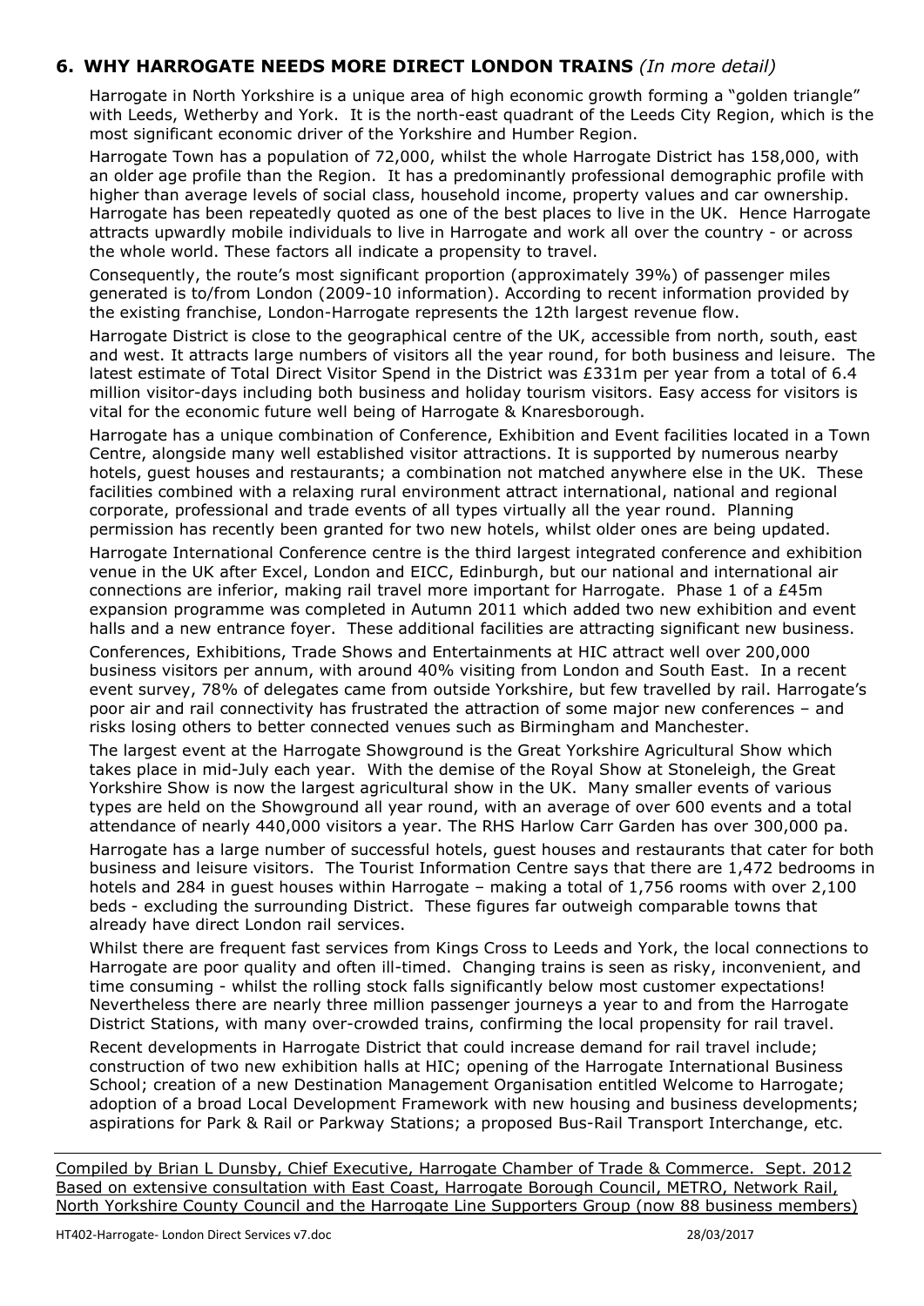## 6. WHY HARROGATE NEEDS MORE DIRECT LONDON TRAINS *(In more detail)*

Harrogate in North Yorkshire is a unique area of high economic growth forming a "golden triangle" with Leeds, Wetherby and York. It is the north-east quadrant of the Leeds City Region, which is the most significant economic driver of the Yorkshire and Humber Region.

Harrogate Town has a population of 72,000, whilst the whole Harrogate District has 158,000, with an older age profile than the Region. It has a predominantly professional demographic profile with higher than average levels of social class, household income, property values and car ownership. Harrogate has been repeatedly quoted as one of the best places to live in the UK. Hence Harrogate attracts upwardly mobile individuals to live in Harrogate and work all over the country - or across the whole world. These factors all indicate a propensity to travel.

Consequently, the route's most significant proportion (approximately 39%) of passenger miles generated is to/from London (2009-10 information). According to recent information provided by the existing franchise, London-Harrogate represents the 12th largest revenue flow.

Harrogate District is close to the geographical centre of the UK, accessible from north, south, east and west. It attracts large numbers of visitors all the year round, for both business and leisure. The latest estimate of Total Direct Visitor Spend in the District was £331m per year from a total of 6.4 million visitor-days including both business and holiday tourism visitors. Easy access for visitors is vital for the economic future well being of Harrogate & Knaresborough.

Harrogate has a unique combination of Conference, Exhibition and Event facilities located in a Town Centre, alongside many well established visitor attractions. It is supported by numerous nearby hotels, guest houses and restaurants; a combination not matched anywhere else in the UK. These facilities combined with a relaxing rural environment attract international, national and regional corporate, professional and trade events of all types virtually all the year round. Planning permission has recently been granted for two new hotels, whilst older ones are being updated.

Harrogate International Conference centre is the third largest integrated conference and exhibition venue in the UK after Excel, London and EICC, Edinburgh, but our national and international air connections are inferior, making rail travel more important for Harrogate. Phase 1 of a £45m expansion programme was completed in Autumn 2011 which added two new exhibition and event halls and a new entrance foyer. These additional facilities are attracting significant new business.

Conferences, Exhibitions, Trade Shows and Entertainments at HIC attract well over 200,000 business visitors per annum, with around 40% visiting from London and South East. In a recent event survey, 78% of delegates came from outside Yorkshire, but few travelled by rail. Harrogate's poor air and rail connectivity has frustrated the attraction of some major new conferences – and risks losing others to better connected venues such as Birmingham and Manchester.

The largest event at the Harrogate Showground is the Great Yorkshire Agricultural Show which takes place in mid-July each year. With the demise of the Royal Show at Stoneleigh, the Great Yorkshire Show is now the largest agricultural show in the UK. Many smaller events of various types are held on the Showground all year round, with an average of over 600 events and a total attendance of nearly 440,000 visitors a year. The RHS Harlow Carr Garden has over 300,000 pa.

Harrogate has a large number of successful hotels, guest houses and restaurants that cater for both business and leisure visitors. The Tourist Information Centre says that there are 1,472 bedrooms in hotels and 284 in guest houses within Harrogate – making a total of 1,756 rooms with over 2,100 beds - excluding the surrounding District. These figures far outweigh comparable towns that already have direct London rail services.

Whilst there are frequent fast services from Kings Cross to Leeds and York, the local connections to Harrogate are poor quality and often ill-timed. Changing trains is seen as risky, inconvenient, and time consuming - whilst the rolling stock falls significantly below most customer expectations! Nevertheless there are nearly three million passenger journeys a year to and from the Harrogate District Stations, with many over-crowded trains, confirming the local propensity for rail travel.

Recent developments in Harrogate District that could increase demand for rail travel include; construction of two new exhibition halls at HIC; opening of the Harrogate International Business School; creation of a new Destination Management Organisation entitled Welcome to Harrogate; adoption of a broad Local Development Framework with new housing and business developments; aspirations for Park & Rail or Parkway Stations; a proposed Bus-Rail Transport Interchange, etc.

---

Compiled by Brian L Dunsby, Chief Executive, Harrogate Chamber of Trade & Commerce. Sept. 2012
Based on extensive consultation with East Coast, Harrogate Borough Council, METRO, Network Rail, North Yorkshire County Council and the Harrogate Line Supporters Group (now 88 business members)